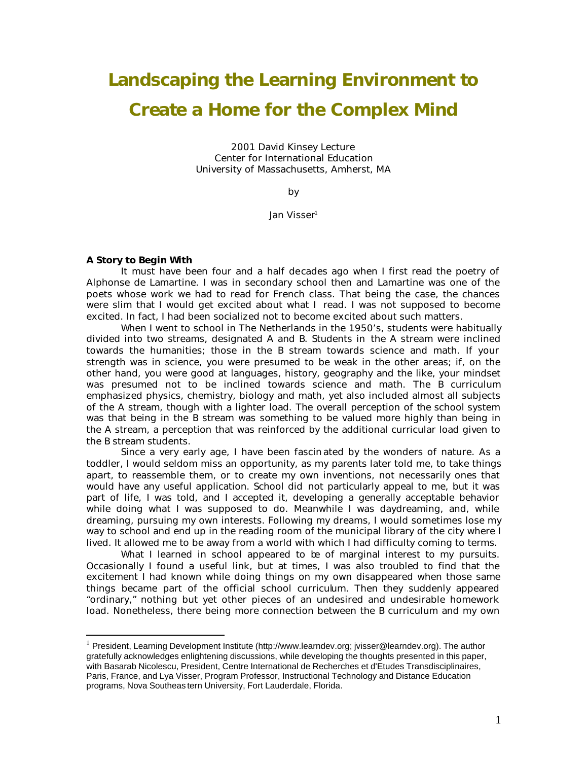# Landscaping the Learning Environment to Create a Home for the Complex Mind

2001 David Kinsey Lecture
Center for International Education
University of Massachusetts, Amherst, MA

by

Jan Visser[1]

**A Story to Begin With**

It must have been four and a half decades ago when I first read the poetry of Alphonse de Lamartine. I was in secondary school then and Lamartine was one of the poets whose work we had to read for French class. That being the case, the chances were slim that I would get excited about what I read. I was not supposed to become excited. In fact, I had been socialized not to become excited about such matters.

When I went to school in The Netherlands in the 1950's, students were habitually divided into two streams, designated A and B. Students in the A stream were inclined towards the humanities; those in the B stream towards science and math. If your strength was in science, you were presumed to be weak in the other areas; if, on the other hand, you were good at languages, history, geography and the like, your mindset was presumed not to be inclined towards science and math. The B curriculum emphasized physics, chemistry, biology and math, yet also included almost all subjects of the A stream, though with a lighter load. The overall perception of the school system was that being in the B stream was something to be valued more highly than being in the A stream, a perception that was reinforced by the additional curricular load given to the B stream students.

Since a very early age, I have been fascinated by the wonders of nature. As a toddler, I would seldom miss an opportunity, as my parents later told me, to take things apart, to reassemble them, or to create my own inventions, not necessarily ones that would have any useful application. School did not particularly appeal to me, but it was part of life, I was told, and I accepted it, developing a generally acceptable behavior while doing what I was supposed to do. Meanwhile I was daydreaming, and, while dreaming, pursuing my own interests. Following my dreams, I would sometimes lose my way to school and end up in the reading room of the municipal library of the city where I lived. It allowed me to be away from a world with which I had difficulty coming to terms.

What I learned in school appeared to be of marginal interest to my pursuits. Occasionally I found a useful link, but at times, I was also troubled to find that the excitement I had known while doing things on my own disappeared when those same things became part of the official school curriculum. Then they suddenly appeared "ordinary," nothing but yet other pieces of an undesired and undesirable homework load. Nonetheless, there being more connection between the B curriculum and my own

---

[1] President, Learning Development Institute (http://www.learndev.org; jvisser@learndev.org). The author gratefully acknowledges enlightening discussions, while developing the thoughts presented in this paper, with Basarab Nicolescu, President, Centre International de Recherches et d'Etudes Transdisciplinaires, Paris, France, and Lya Visser, Program Professor, Instructional Technology and Distance Education programs, Nova Southeastern University, Fort Lauderdale, Florida.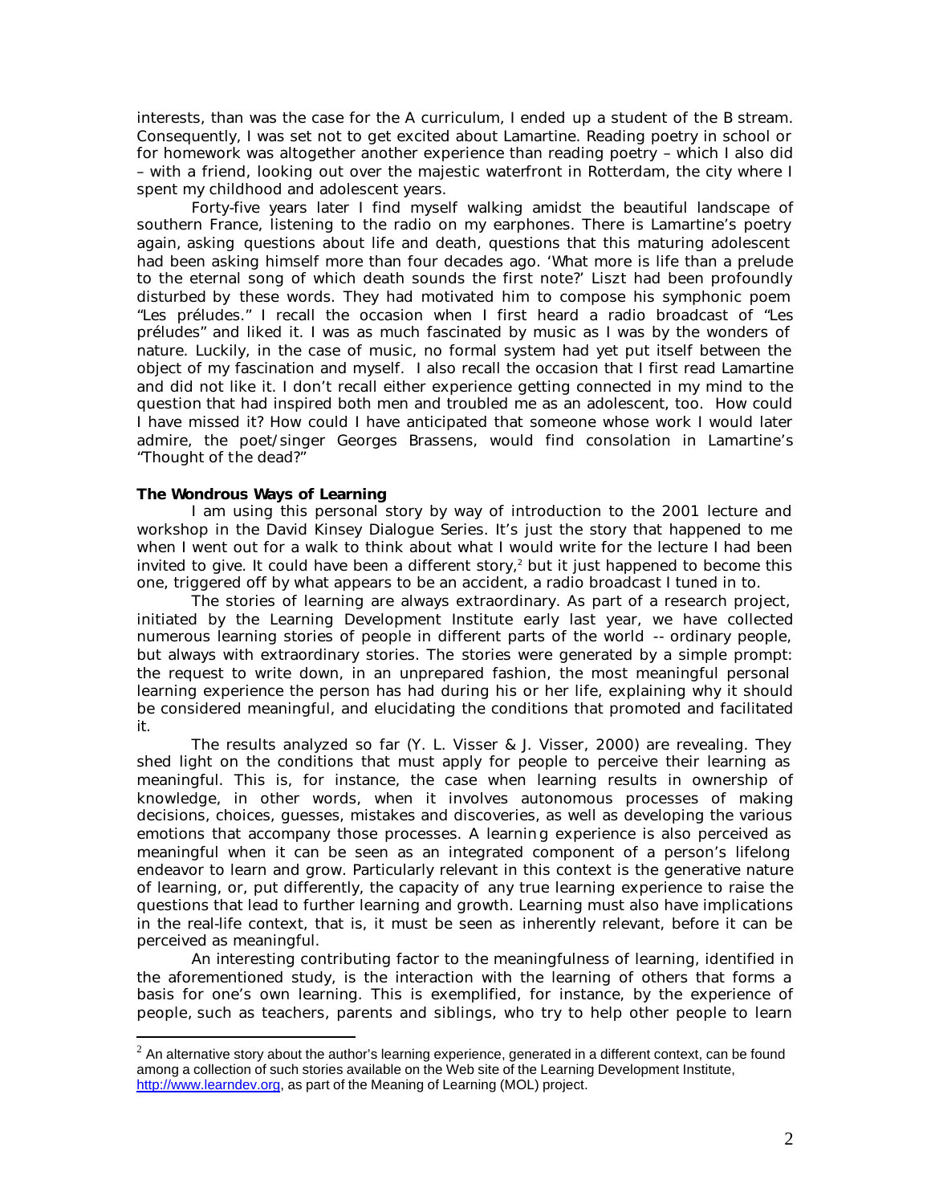interests, than was the case for the A curriculum, I ended up a student of the B stream. Consequently, I was set not to get excited about Lamartine. Reading poetry in school or for homework was altogether another experience than reading poetry – which I also did – with a friend, looking out over the majestic waterfront in Rotterdam, the city where I spent my childhood and adolescent years.

Forty-five years later I find myself walking amidst the beautiful landscape of southern France, listening to the radio on my earphones. There is Lamartine's poetry again, asking questions about life and death, questions that this maturing adolescent had been asking himself more than four decades ago. 'What more is life than a prelude to the eternal song of which death sounds the first note?' Liszt had been profoundly disturbed by these words. They had motivated him to compose his symphonic poem "Les préludes." I recall the occasion when I first heard a radio broadcast of "Les préludes" and liked it. I was as much fascinated by music as I was by the wonders of nature. Luckily, in the case of music, no formal system had yet put itself between the object of my fascination and myself. I also recall the occasion that I first read Lamartine and did not like it. I don't recall either experience getting connected in my mind to the question that had inspired both men and troubled me as an adolescent, too. How could I have missed it? How could I have anticipated that someone whose work I would later admire, the poet/singer Georges Brassens, would find consolation in Lamartine's "Thought of the dead?"

**The Wondrous Ways of Learning**

I am using this personal story by way of introduction to the 2001 lecture and workshop in the David Kinsey Dialogue Series. It's just the story that happened to me when I went out for a walk to think about what I would write for the lecture I had been invited to give. It could have been a different story,[2] but it just happened to become this one, triggered off by what appears to be an accident, a radio broadcast I tuned in to.

The stories of learning are always extraordinary. As part of a research project, initiated by the Learning Development Institute early last year, we have collected numerous learning stories of people in different parts of the world -- ordinary people, but always with extraordinary stories. The stories were generated by a simple prompt: the request to write down, in an unprepared fashion, the most meaningful personal learning experience the person has had during his or her life, explaining why it should be considered meaningful, and elucidating the conditions that promoted and facilitated it.

The results analyzed so far (Y. L. Visser & J. Visser, 2000) are revealing. They shed light on the conditions that must apply for people to perceive their learning as meaningful. This is, for instance, the case when learning results in ownership of knowledge, in other words, when it involves autonomous processes of making decisions, choices, guesses, mistakes and discoveries, as well as developing the various emotions that accompany those processes. A learning experience is also perceived as meaningful when it can be seen as an integrated component of a person's lifelong endeavor to learn and grow. Particularly relevant in this context is the generative nature of learning, or, put differently, the capacity of any true learning experience to raise the questions that lead to further learning and growth. Learning must also have implications in the real-life context, that is, it must be seen as inherently relevant, before it can be perceived as meaningful.

An interesting contributing factor to the meaningfulness of learning, identified in the aforementioned study, is the interaction with the learning of others that forms a basis for one's own learning. This is exemplified, for instance, by the experience of people, such as teachers, parents and siblings, who try to help other people to learn

[2] An alternative story about the author's learning experience, generated in a different context, can be found among a collection of such stories available on the Web site of the Learning Development Institute, http://www.learndev.org, as part of the Meaning of Learning (MOL) project.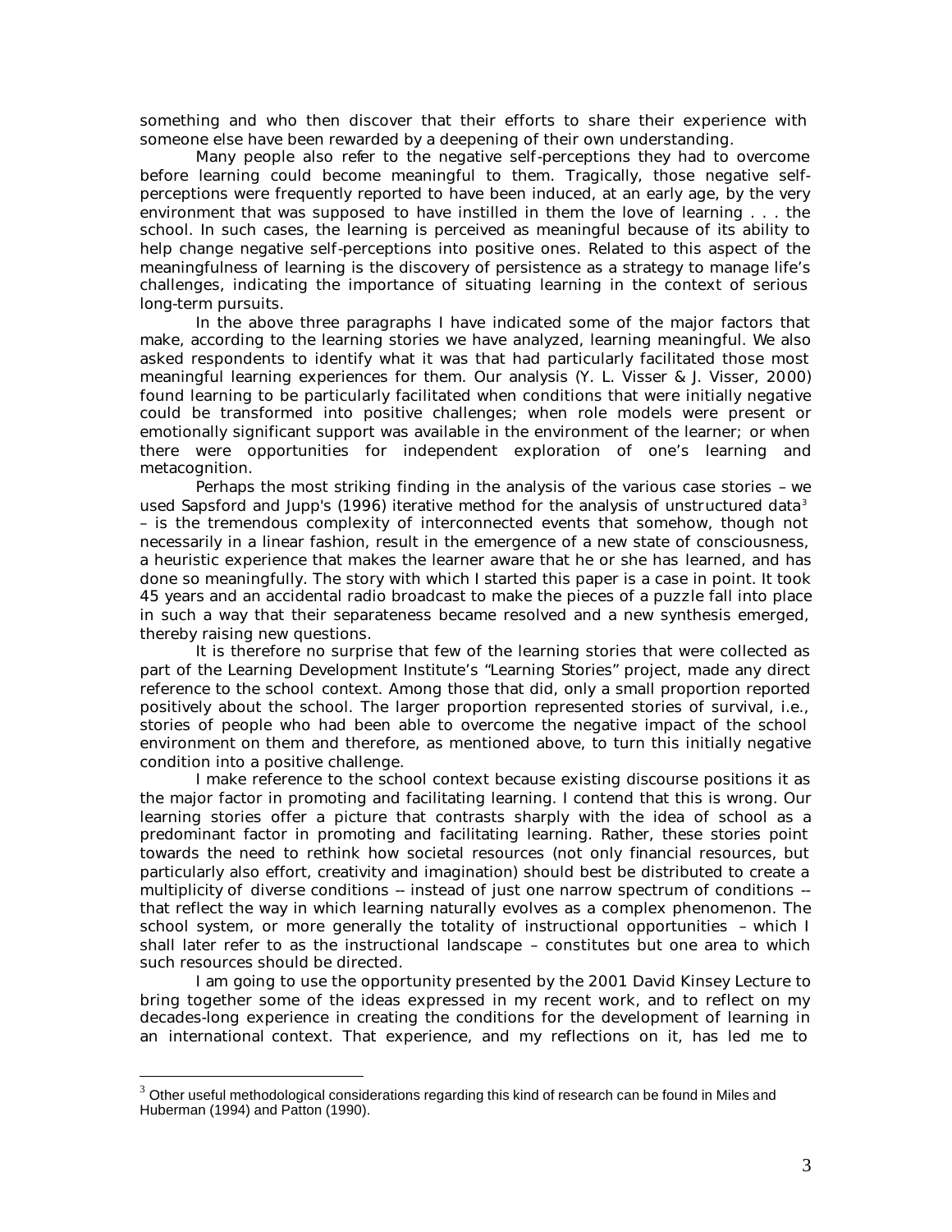something and who then discover that their efforts to share their experience with someone else have been rewarded by a deepening of their own understanding.

Many people also refer to the negative self-perceptions they had to overcome before learning could become meaningful to them. Tragically, those negative self-perceptions were frequently reported to have been induced, at an early age, by the very environment that was supposed to have instilled in them the love of learning . . . the school. In such cases, the learning is perceived as meaningful because of its ability to help change negative self-perceptions into positive ones. Related to this aspect of the meaningfulness of learning is the discovery of persistence as a strategy to manage life's challenges, indicating the importance of situating learning in the context of serious long-term pursuits.

In the above three paragraphs I have indicated some of the major factors that make, according to the learning stories we have analyzed, learning meaningful. We also asked respondents to identify what it was that had particularly facilitated those most meaningful learning experiences for them. Our analysis (Y. L. Visser & J. Visser, 2000) found learning to be particularly facilitated when conditions that were initially negative could be transformed into positive challenges; when role models were present or emotionally significant support was available in the environment of the learner; or when there were opportunities for independent exploration of one's learning and metacognition.

Perhaps the most striking finding in the analysis of the various case stories – we used Sapsford and Jupp's (1996) iterative method for the analysis of unstructured data[3] – is the tremendous complexity of interconnected events that somehow, though not necessarily in a linear fashion, result in the emergence of a new state of consciousness, a heuristic experience that makes the learner aware that he or she has learned, and has done so meaningfully. The story with which I started this paper is a case in point. It took 45 years and an accidental radio broadcast to make the pieces of a puzzle fall into place in such a way that their separateness became resolved and a new synthesis emerged, thereby raising new questions.

It is therefore no surprise that few of the learning stories that were collected as part of the Learning Development Institute's "Learning Stories" project, made any direct reference to the school context. Among those that did, only a small proportion reported positively about the school. The larger proportion represented stories of survival, i.e., stories of people who had been able to overcome the negative impact of the school environment on them and therefore, as mentioned above, to turn this initially negative condition into a positive challenge.

I make reference to the school context because existing discourse positions it as the major factor in promoting and facilitating learning. I contend that this is wrong. Our learning stories offer a picture that contrasts sharply with the idea of school as a predominant factor in promoting and facilitating learning. Rather, these stories point towards the need to rethink how societal resources (not only financial resources, but particularly also effort, creativity and imagination) should best be distributed to create a multiplicity of diverse conditions -- instead of just one narrow spectrum of conditions -- that reflect the way in which learning naturally evolves as a complex phenomenon. The school system, or more generally the totality of instructional opportunities – which I shall later refer to as the instructional landscape – constitutes but one area to which such resources should be directed.

I am going to use the opportunity presented by the 2001 David Kinsey Lecture to bring together some of the ideas expressed in my recent work, and to reflect on my decades-long experience in creating the conditions for the development of learning in an international context. That experience, and my reflections on it, has led me to

[3] Other useful methodological considerations regarding this kind of research can be found in Miles and Huberman (1994) and Patton (1990).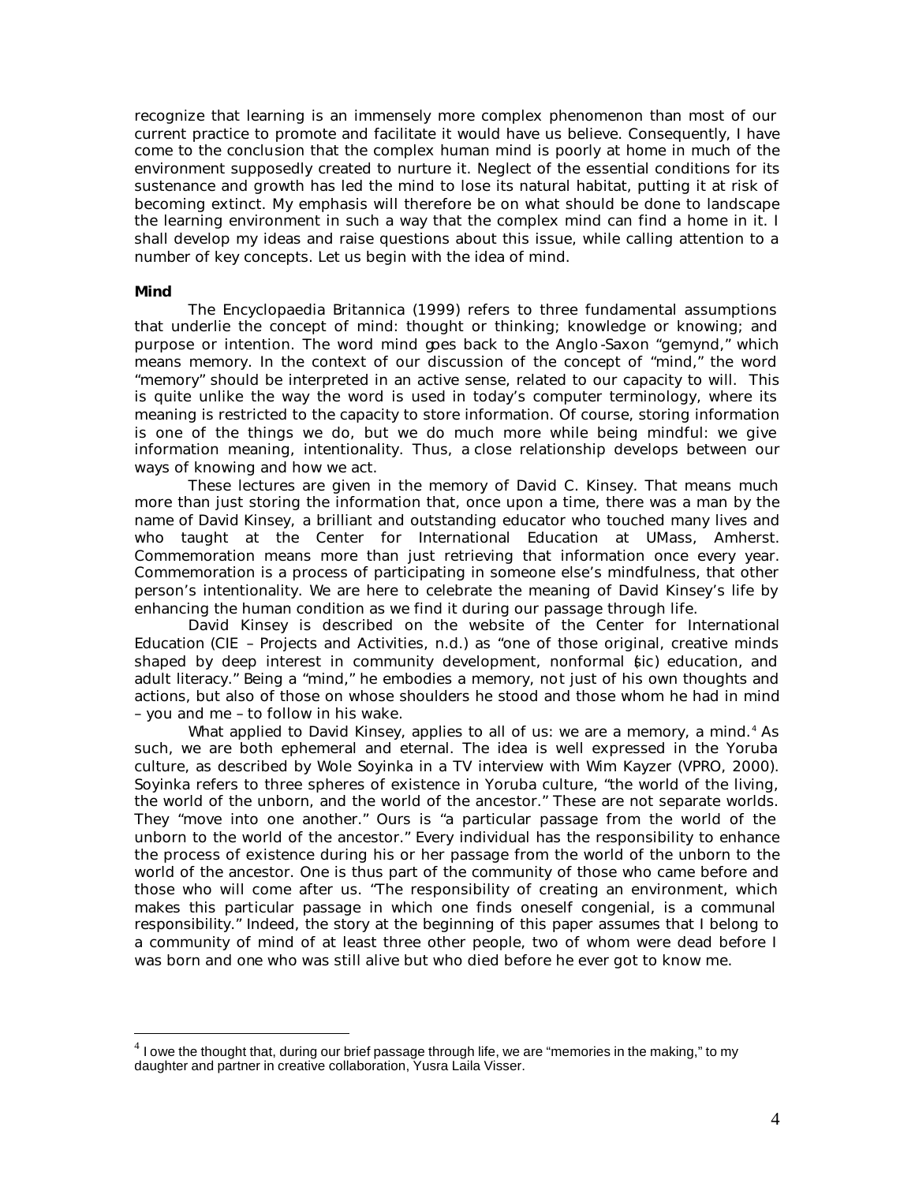recognize that learning is an immensely more complex phenomenon than most of our current practice to promote and facilitate it would have us believe. Consequently, I have come to the conclusion that the complex human mind is poorly at home in much of the environment supposedly created to nurture it. Neglect of the essential conditions for its sustenance and growth has led the mind to lose its natural habitat, putting it at risk of becoming extinct. My emphasis will therefore be on what should be done to landscape the learning environment in such a way that the complex mind can find a home in it. I shall develop my ideas and raise questions about this issue, while calling attention to a number of key concepts. Let us begin with the idea of mind.

**Mind**

The *Encyclopaedia Britannica* (1999) refers to three fundamental assumptions that underlie the concept of mind: thought or thinking; knowledge or knowing; and purpose or intention. The word mind goes back to the Anglo-Saxon "gemynd," which means memory. In the context of our discussion of the concept of "mind," the word "memory" should be interpreted in an active sense, related to our capacity to will. This is quite unlike the way the word is used in today's computer terminology, where its meaning is restricted to the capacity to store information. Of course, storing information is one of the things we do, but we do much more while being mindful: we give information meaning, intentionality. Thus, a close relationship develops between our ways of knowing and how we act.

These lectures are given in the memory of David C. Kinsey. That means much more than just storing the information that, once upon a time, there was a man by the name of David Kinsey, a brilliant and outstanding educator who touched many lives and who taught at the Center for International Education at UMass, Amherst. Commemoration means more than just retrieving that information once every year. Commemoration is a process of participating in someone else's mindfulness, that other person's intentionality. We are here to celebrate the meaning of David Kinsey's life by enhancing the human condition as we find it during our passage through life.

David Kinsey is described on the website of the Center for International Education (CIE – Projects and Activities, n.d.) as "one of those original, creative minds shaped by deep interest in community development, nonformal (sic) education, and adult literacy." Being a "mind," he embodies a memory, not just of his own thoughts and actions, but also of those on whose shoulders he stood and those whom he had in mind – you and me – to follow in his wake.

What applied to David Kinsey, applies to all of us: we are a memory, a mind.[4] As such, we are both ephemeral and eternal. The idea is well expressed in the Yoruba culture, as described by Wole Soyinka in a TV interview with Wim Kayzer (VPRO, 2000). Soyinka refers to three spheres of existence in Yoruba culture, "the world of the living, the world of the unborn, and the world of the ancestor." These are not separate worlds. They "move into one another." Ours is "a particular passage from the world of the unborn to the world of the ancestor." Every individual has the responsibility to enhance the process of existence during his or her passage from the world of the unborn to the world of the ancestor. One is thus part of the community of those who came before and those who will come after us. "The responsibility of creating an environment, which makes this particular passage in which one finds oneself congenial, is a communal responsibility." Indeed, the story at the beginning of this paper assumes that I belong to a community of mind of at least three other people, two of whom were dead before I was born and one who was still alive but who died before he ever got to know me.

[4] I owe the thought that, during our brief passage through life, we are "memories in the making," to my daughter and partner in creative collaboration, Yusra Laila Visser.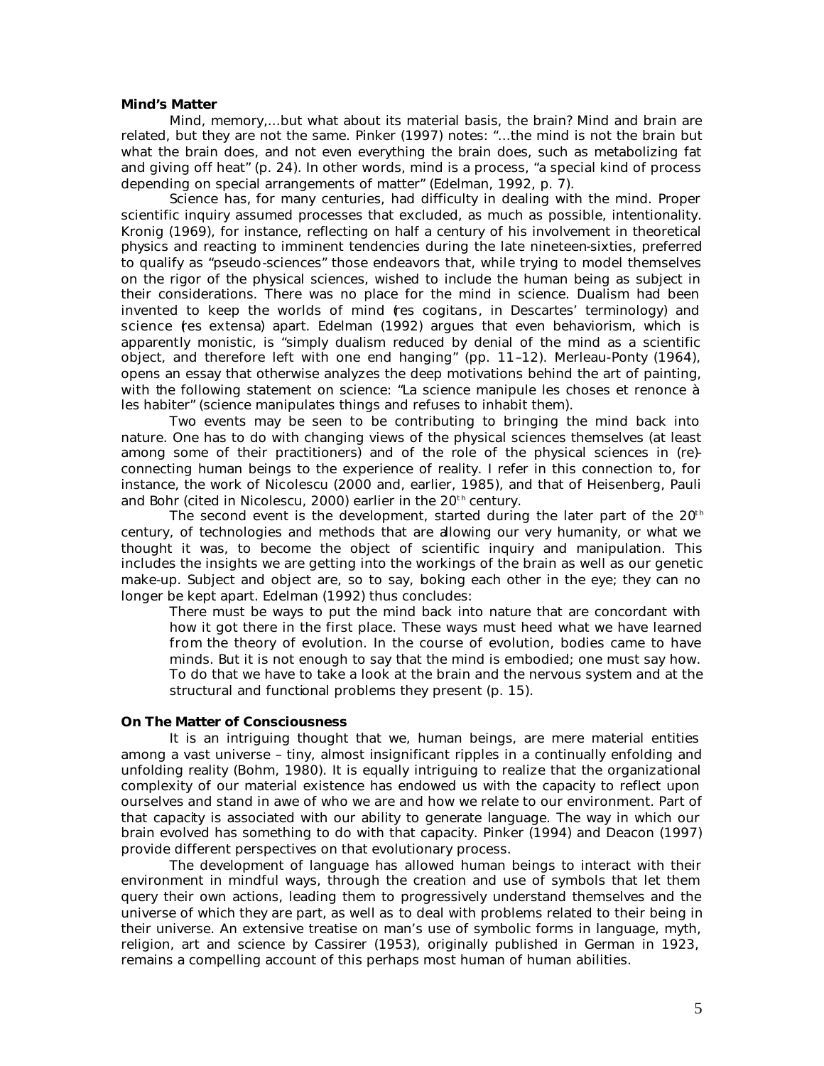**Mind's Matter**

Mind, memory,...but what about its material basis, the brain? Mind and brain are related, but they are not the same. Pinker (1997) notes: "...the mind is not the brain but what the brain does, and not even everything the brain does, such as metabolizing fat and giving off heat" (p. 24). In other words, mind is a process, "a special kind of process depending on special arrangements of matter" (Edelman, 1992, p. 7).

Science has, for many centuries, had difficulty in dealing with the mind. Proper scientific inquiry assumed processes that excluded, as much as possible, intentionality. Kronig (1969), for instance, reflecting on half a century of his involvement in theoretical physics and reacting to imminent tendencies during the late nineteen-sixties, preferred to qualify as "pseudo-sciences" those endeavors that, while trying to model themselves on the rigor of the physical sciences, wished to include the human being as subject in their considerations. There was no place for the mind in science. Dualism had been invented to keep the worlds of mind (*res cogitans*, in Descartes' terminology) and science (*res extensa*) apart. Edelman (1992) argues that even behaviorism, which is apparently monistic, is "simply dualism reduced by denial of the mind as a scientific object, and therefore left with one end hanging" (pp. 11–12). Merleau-Ponty (1964), opens an essay that otherwise analyzes the deep motivations behind the art of painting, with the following statement on science: "La science manipule les choses et renonce à les habiter" (science manipulates things and refuses to inhabit them).

Two events may be seen to be contributing to bringing the mind back into nature. One has to do with changing views of the physical sciences themselves (at least among some of their practitioners) and of the role of the physical sciences in (re)-connecting human beings to the experience of reality. I refer in this connection to, for instance, the work of Nicolescu (2000 and, earlier, 1985), and that of Heisenberg, Pauli and Bohr (cited in Nicolescu, 2000) earlier in the 20th century.

The second event is the development, started during the later part of the 20th century, of technologies and methods that are allowing our very humanity, or what we thought it was, to become the object of scientific inquiry and manipulation. This includes the insights we are getting into the workings of the brain as well as our genetic make-up. Subject and object are, so to say, looking each other in the eye; they can no longer be kept apart. Edelman (1992) thus concludes:

> There must be ways to put the mind back into nature that are concordant with how it got there in the first place. These ways must heed what we have learned from the theory of evolution. In the course of evolution, bodies came to have minds. But it is not enough to say that the mind is embodied; one must say how. To do that we have to take a look at the brain and the nervous system and at the structural and functional problems they present (p. 15).

**On The Matter of Consciousness**

It is an intriguing thought that we, human beings, are mere material entities among a vast universe – tiny, almost insignificant ripples in a continually enfolding and unfolding reality (Bohm, 1980). It is equally intriguing to realize that the organizational complexity of our material existence has endowed us with the capacity to reflect upon ourselves and stand in awe of who we are and how we relate to our environment. Part of that capacity is associated with our ability to generate language. The way in which our brain evolved has something to do with that capacity. Pinker (1994) and Deacon (1997) provide different perspectives on that evolutionary process.

The development of language has allowed human beings to interact with their environment in mindful ways, through the creation and use of symbols that let them query their own actions, leading them to progressively understand themselves and the universe of which they are part, as well as to deal with problems related to their being in their universe. An extensive treatise on man's use of symbolic forms in language, myth, religion, art and science by Cassirer (1953), originally published in German in 1923, remains a compelling account of this perhaps most human of human abilities.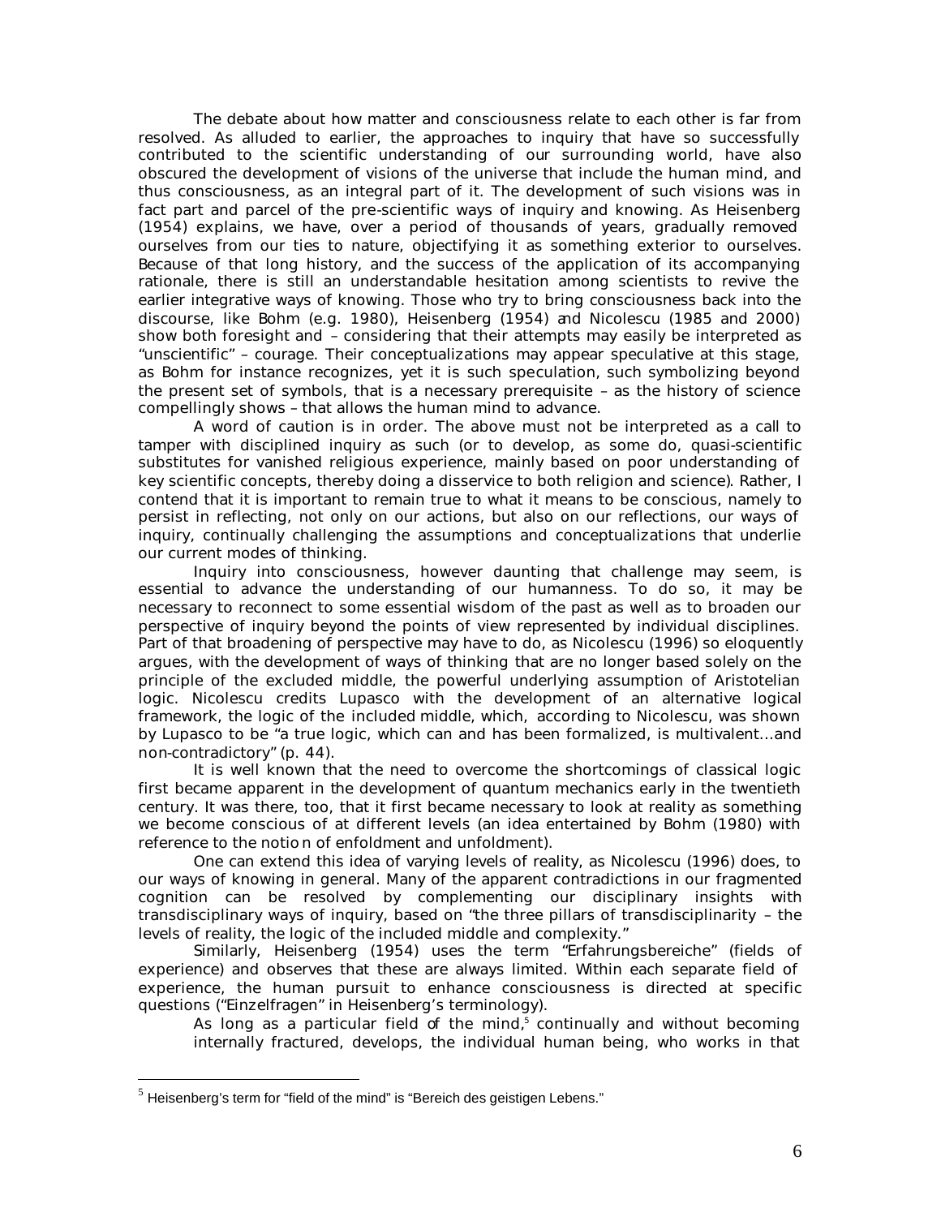The debate about how matter and consciousness relate to each other is far from resolved. As alluded to earlier, the approaches to inquiry that have so successfully contributed to the scientific understanding of our surrounding world, have also obscured the development of visions of the universe that include the human mind, and thus consciousness, as an integral part of it. The development of such visions was in fact part and parcel of the pre-scientific ways of inquiry and knowing. As Heisenberg (1954) explains, we have, over a period of thousands of years, gradually removed ourselves from our ties to nature, objectifying it as something exterior to ourselves. Because of that long history, and the success of the application of its accompanying rationale, there is still an understandable hesitation among scientists to revive the earlier integrative ways of knowing. Those who try to bring consciousness back into the discourse, like Bohm (e.g. 1980), Heisenberg (1954) and Nicolescu (1985 and 2000) show both foresight and – considering that their attempts may easily be interpreted as "unscientific" – courage. Their conceptualizations may appear speculative at this stage, as Bohm for instance recognizes, yet it is such speculation, such symbolizing beyond the present set of symbols, that is a necessary prerequisite – as the history of science compellingly shows – that allows the human mind to advance.

A word of caution is in order. The above must not be interpreted as a call to tamper with disciplined inquiry as such (or to develop, as some do, quasi-scientific substitutes for vanished religious experience, mainly based on poor understanding of key scientific concepts, thereby doing a disservice to both religion and science). Rather, I contend that it is important to remain true to what it means to be conscious, namely to persist in reflecting, not only on our actions, but also on our reflections, our ways of inquiry, continually challenging the assumptions and conceptualizations that underlie our current modes of thinking.

Inquiry into consciousness, however daunting that challenge may seem, is essential to advance the understanding of our humanness. To do so, it may be necessary to reconnect to some essential wisdom of the past as well as to broaden our perspective of inquiry beyond the points of view represented by individual disciplines. Part of that broadening of perspective may have to do, as Nicolescu (1996) so eloquently argues, with the development of ways of thinking that are no longer based solely on the principle of the excluded middle, the powerful underlying assumption of Aristotelian logic. Nicolescu credits Lupasco with the development of an alternative logical framework, the logic of the included middle, which, according to Nicolescu, was shown by Lupasco to be "a true logic, which can and has been formalized, is multivalent…and non-contradictory" (p. 44).

It is well known that the need to overcome the shortcomings of classical logic first became apparent in the development of quantum mechanics early in the twentieth century. It was there, too, that it first became necessary to look at reality as something we become conscious of at different levels (an idea entertained by Bohm (1980) with reference to the notion of enfoldment and unfoldment).

One can extend this idea of varying levels of reality, as Nicolescu (1996) does, to our ways of knowing in general. Many of the apparent contradictions in our fragmented cognition can be resolved by complementing our disciplinary insights with transdisciplinary ways of inquiry, based on "the three pillars of transdisciplinarity – the levels of reality, the logic of the included middle and complexity."

Similarly, Heisenberg (1954) uses the term "Erfahrungsbereiche" (fields of experience) and observes that these are always limited. Within each separate field of experience, the human pursuit to enhance consciousness is directed at specific questions ("Einzelfragen" in Heisenberg's terminology).

> As long as a particular field of the mind,[5] continually and without becoming internally fractured, develops, the individual human being, who works in that

[5] Heisenberg's term for "field of the mind" is "Bereich des geistigen Lebens."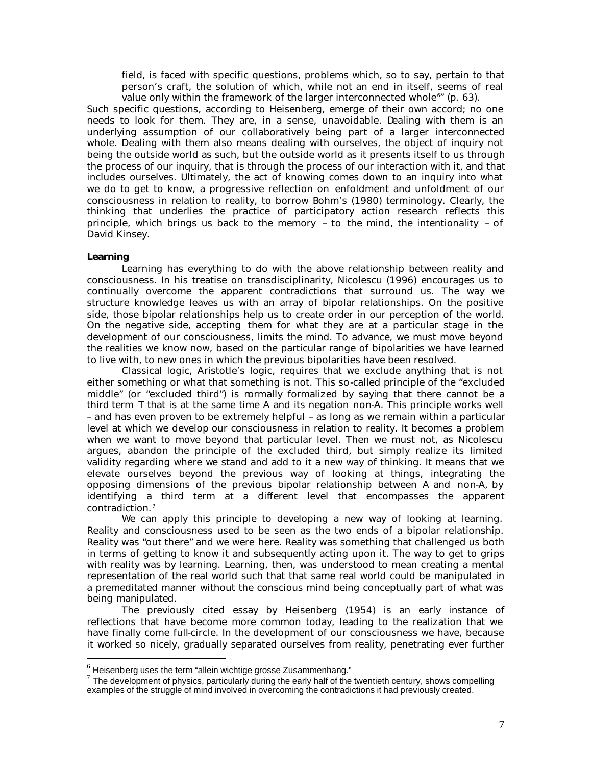field, is faced with specific questions, problems which, so to say, pertain to that person's craft, the solution of which, while not an end in itself, seems of real value only within the framework of the larger interconnected whole[6]" (p. 63).

Such specific questions, according to Heisenberg, emerge of their own accord; no one needs to look for them. They are, in a sense, unavoidable. Dealing with them is an underlying assumption of our collaboratively being part of a larger interconnected whole. Dealing with them also means dealing with ourselves, the object of inquiry not being the outside world as such, but the outside world as it presents itself to us through the process of our inquiry, that is through the process of our interaction with it, and that includes ourselves. Ultimately, the act of knowing comes down to an inquiry into what we do to get to know, a progressive reflection on enfoldment and unfoldment of our consciousness in relation to reality, to borrow Bohm's (1980) terminology. Clearly, the thinking that underlies the practice of participatory action research reflects this principle, which brings us back to the memory – to the mind, the intentionality – of David Kinsey.

**Learning**

Learning has everything to do with the above relationship between reality and consciousness. In his treatise on transdisciplinarity, Nicolescu (1996) encourages us to continually overcome the apparent contradictions that surround us. The way we structure knowledge leaves us with an array of bipolar relationships. On the positive side, those bipolar relationships help us to create order in our perception of the world. On the negative side, accepting them for what they are at a particular stage in the development of our consciousness, limits the mind. To advance, we must move beyond the realities we know now, based on the particular range of bipolarities we have learned to live with, to new ones in which the previous bipolarities have been resolved.

Classical logic, Aristotle's logic, requires that we exclude anything that is not either something or what that something is not. This so-called principle of the "excluded middle" (or "excluded third") is normally formalized by saying that there cannot be a third term T that is at the same time A and its negation non-A. This principle works well – and has even proven to be extremely helpful – as long as we remain within a particular level at which we develop our consciousness in relation to reality. It becomes a problem when we want to move beyond that particular level. Then we must not, as Nicolescu argues, abandon the principle of the excluded third, but simply realize its limited validity regarding where we stand and add to it a new way of thinking. It means that we elevate ourselves beyond the previous way of looking at things, integrating the opposing dimensions of the previous bipolar relationship between A and non-A, by identifying a third term at a different level that encompasses the apparent contradiction.[7]

We can apply this principle to developing a new way of looking at learning. Reality and consciousness used to be seen as the two ends of a bipolar relationship. Reality was "out there" and we were here. Reality was something that challenged us both in terms of getting to know it and subsequently acting upon it. The way to get to grips with reality was by learning. Learning, then, was understood to mean creating a mental representation of the real world such that that same real world could be manipulated in a premeditated manner without the conscious mind being conceptually part of what was being manipulated.

The previously cited essay by Heisenberg (1954) is an early instance of reflections that have become more common today, leading to the realization that we have finally come full-circle. In the development of our consciousness we have, because it worked so nicely, gradually separated ourselves from reality, penetrating ever further

---

[6] Heisenberg uses the term "allein wichtige grosse Zusammenhang."

[7] The development of physics, particularly during the early half of the twentieth century, shows compelling examples of the struggle of mind involved in overcoming the contradictions it had previously created.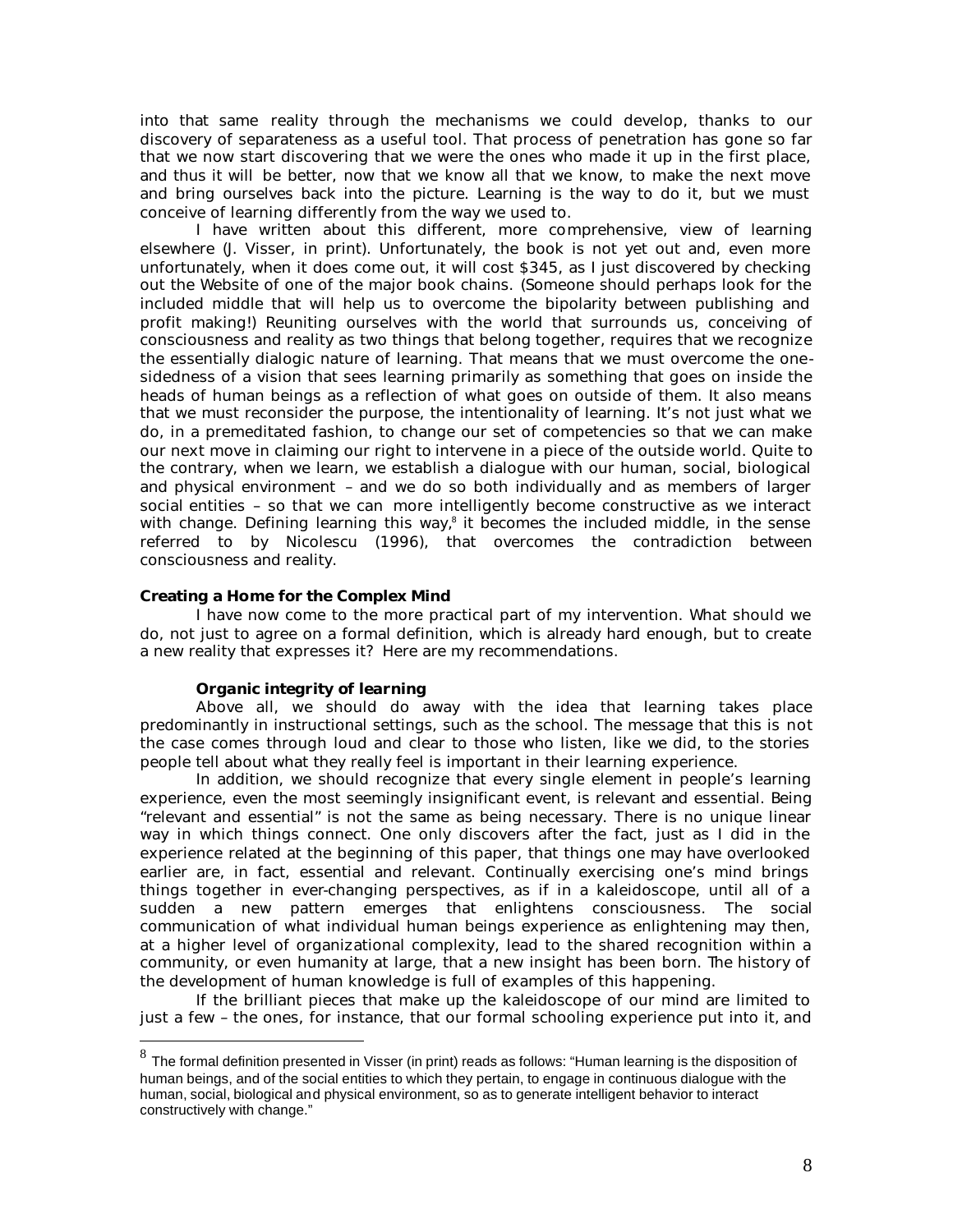into that same reality through the mechanisms we could develop, thanks to our discovery of separateness as a useful tool. That process of penetration has gone so far that we now start discovering that we were the ones who made it up in the first place, and thus it will be better, now that we know all that we know, to make the next move and bring ourselves back into the picture. Learning is the way to do it, but we must conceive of learning differently from the way we used to.

I have written about this different, more comprehensive, view of learning elsewhere (J. Visser, in print). Unfortunately, the book is not yet out and, even more unfortunately, when it does come out, it will cost $345, as I just discovered by checking out the Website of one of the major book chains. (Someone should perhaps look for the included middle that will help us to overcome the bipolarity between publishing and profit making!) Reuniting ourselves with the world that surrounds us, conceiving of consciousness and reality as two things that belong together, requires that we recognize the essentially dialogic nature of learning. That means that we must overcome the one-sidedness of a vision that sees learning primarily as something that goes on inside the heads of human beings as a reflection of what goes on outside of them. It also means that we must reconsider the purpose, the intentionality of learning. It's not just what we do, in a premeditated fashion, to change our set of competencies so that we can make our next move in claiming our right to intervene in a piece of the outside world. Quite to the contrary, when we learn, we establish a dialogue with our human, social, biological and physical environment – and we do so both individually and as members of larger social entities – so that we can more intelligently become constructive as we interact with change. Defining learning this way,[8] it becomes the included middle, in the sense referred to by Nicolescu (1996), that overcomes the contradiction between consciousness and reality.

**Creating a Home for the Complex Mind**

I have now come to the more practical part of my intervention. What should we do, not just to agree on a formal definition, which is already hard enough, but to create a new reality that expresses it? Here are my recommendations.

**Organic integrity of learning**

Above all, we should do away with the idea that learning takes place predominantly in instructional settings, such as the school. The message that this is not the case comes through loud and clear to those who listen, like we did, to the stories people tell about what they really feel is important in their learning experience.

In addition, we should recognize that every single element in people's learning experience, even the most seemingly insignificant event, is relevant and essential. Being "relevant and essential" is not the same as being necessary. There is no unique linear way in which things connect. One only discovers after the fact, just as I did in the experience related at the beginning of this paper, that things one may have overlooked earlier are, in fact, essential and relevant. Continually exercising one's mind brings things together in ever-changing perspectives, as if in a kaleidoscope, until all of a sudden a new pattern emerges that enlightens consciousness. The social communication of what individual human beings experience as enlightening may then, at a higher level of organizational complexity, lead to the shared recognition within a community, or even humanity at large, that a new insight has been born. The history of the development of human knowledge is full of examples of this happening.

If the brilliant pieces that make up the kaleidoscope of our mind are limited to just a few – the ones, for instance, that our formal schooling experience put into it, and

[8] The formal definition presented in Visser (in print) reads as follows: "Human learning is the disposition of human beings, and of the social entities to which they pertain, to engage in continuous dialogue with the human, social, biological and physical environment, so as to generate intelligent behavior to interact constructively with change."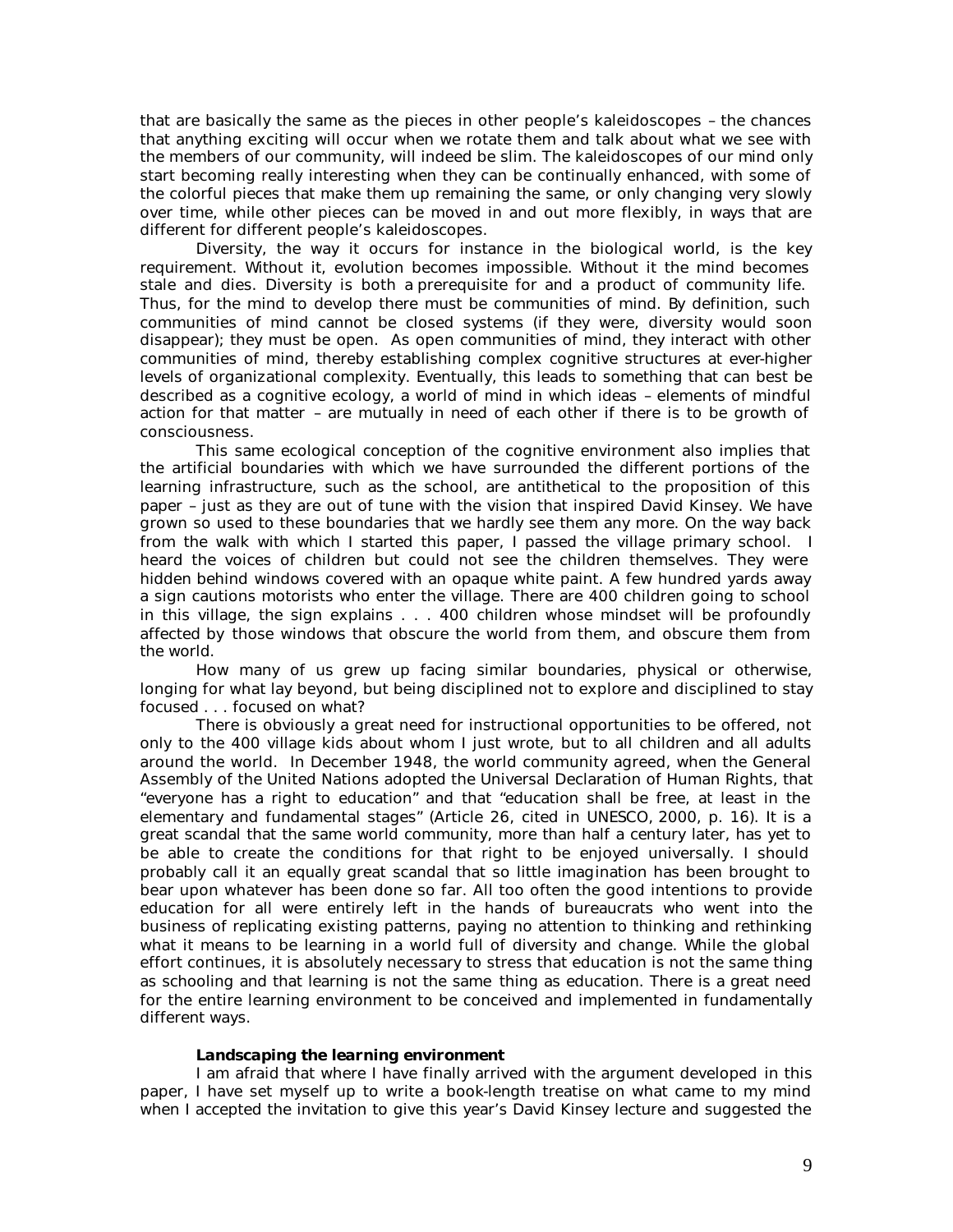that are basically the same as the pieces in other people's kaleidoscopes – the chances that anything exciting will occur when we rotate them and talk about what we see with the members of our community, will indeed be slim. The kaleidoscopes of our mind only start becoming really interesting when they can be continually enhanced, with some of the colorful pieces that make them up remaining the same, or only changing very slowly over time, while other pieces can be moved in and out more flexibly, in ways that are different for different people's kaleidoscopes.

Diversity, the way it occurs for instance in the biological world, is the key requirement. Without it, evolution becomes impossible. Without it the mind becomes stale and dies. Diversity is both a prerequisite for and a product of community life. Thus, for the mind to develop there must be communities of mind. By definition, such communities of mind cannot be closed systems (if they were, diversity would soon disappear); they must be open. As open communities of mind, they interact with other communities of mind, thereby establishing complex cognitive structures at ever-higher levels of organizational complexity. Eventually, this leads to something that can best be described as a cognitive ecology, a world of mind in which ideas – elements of mindful action for that matter – are mutually in need of each other if there is to be growth of consciousness.

This same ecological conception of the cognitive environment also implies that the artificial boundaries with which we have surrounded the different portions of the learning infrastructure, such as the school, are antithetical to the proposition of this paper – just as they are out of tune with the vision that inspired David Kinsey. We have grown so used to these boundaries that we hardly see them any more. On the way back from the walk with which I started this paper, I passed the village primary school. I heard the voices of children but could not see the children themselves. They were hidden behind windows covered with an opaque white paint. A few hundred yards away a sign cautions motorists who enter the village. There are 400 children going to school in this village, the sign explains . . . 400 children whose mindset will be profoundly affected by those windows that obscure the world from them, and obscure them from the world.

How many of us grew up facing similar boundaries, physical or otherwise, longing for what lay beyond, but being disciplined not to explore and disciplined to stay focused . . . focused on what?

There is obviously a great need for instructional opportunities to be offered, not only to the 400 village kids about whom I just wrote, but to all children and all adults around the world. In December 1948, the world community agreed, when the General Assembly of the United Nations adopted the Universal Declaration of Human Rights, that "everyone has a right to education" and that "education shall be free, at least in the elementary and fundamental stages" (Article 26, cited in UNESCO, 2000, p. 16). It is a great scandal that the same world community, more than half a century later, has yet to be able to create the conditions for that right to be enjoyed universally. I should probably call it an equally great scandal that so little imagination has been brought to bear upon whatever has been done so far. All too often the good intentions to provide education for all were entirely left in the hands of bureaucrats who went into the business of replicating existing patterns, paying no attention to thinking and rethinking what it means to be learning in a world full of diversity and change. While the global effort continues, it is absolutely necessary to stress that education is not the same thing as schooling and that learning is not the same thing as education. There is a great need for the entire learning environment to be conceived and implemented in fundamentally different ways.

### Landscaping the learning environment

I am afraid that where I have finally arrived with the argument developed in this paper, I have set myself up to write a book-length treatise on what came to my mind when I accepted the invitation to give this year's David Kinsey lecture and suggested the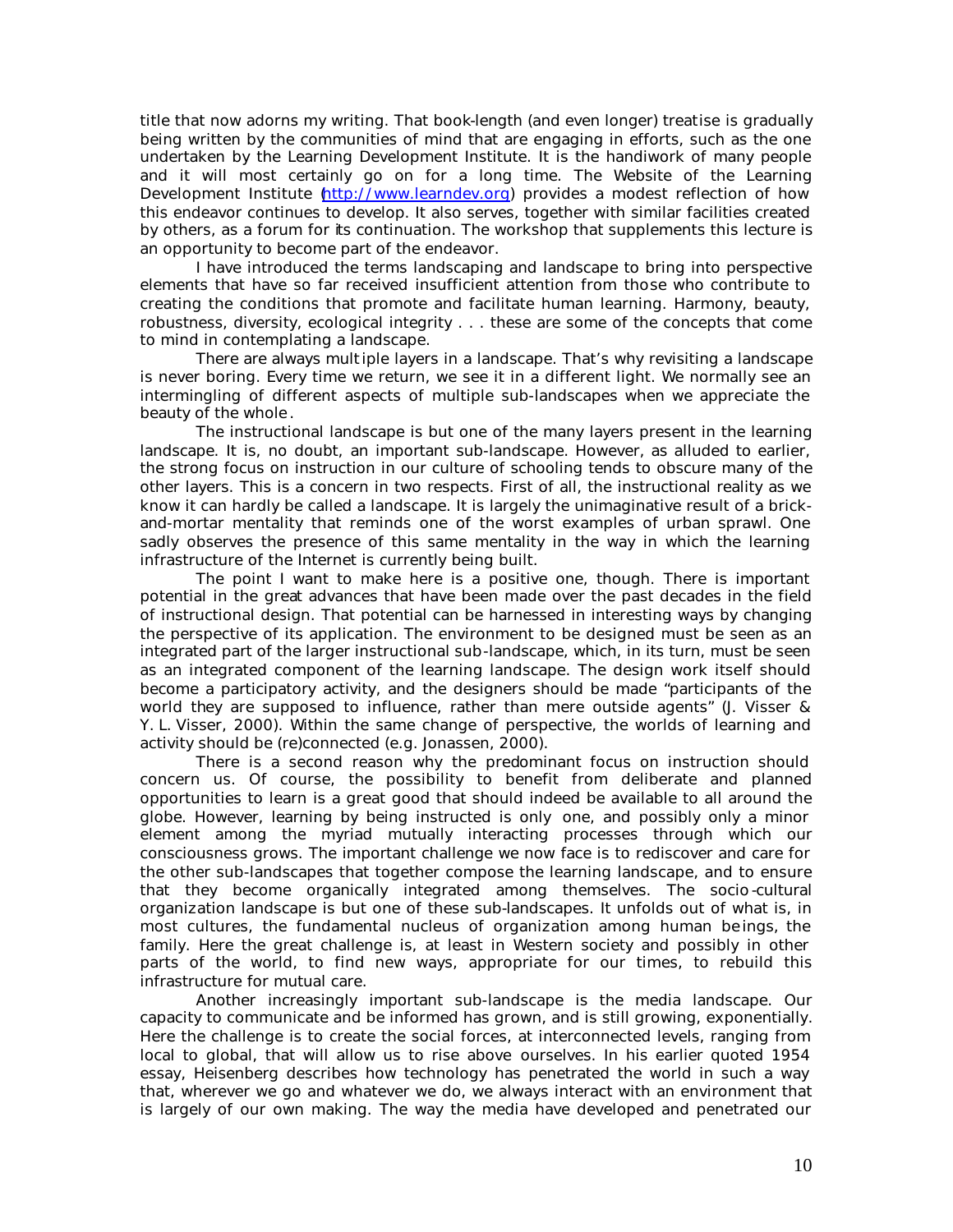title that now adorns my writing. That book-length (and even longer) treatise is gradually being written by the communities of mind that are engaging in efforts, such as the one undertaken by the Learning Development Institute. It is the handiwork of many people and it will most certainly go on for a long time. The Website of the Learning Development Institute (http://www.learndev.org) provides a modest reflection of how this endeavor continues to develop. It also serves, together with similar facilities created by others, as a forum for its continuation. The workshop that supplements this lecture is an opportunity to become part of the endeavor.

I have introduced the terms landscaping and landscape to bring into perspective elements that have so far received insufficient attention from those who contribute to creating the conditions that promote and facilitate human learning. Harmony, beauty, robustness, diversity, ecological integrity . . . these are some of the concepts that come to mind in contemplating a landscape.

There are always multiple layers in a landscape. That's why revisiting a landscape is never boring. Every time we return, we see it in a different light. We normally see an intermingling of different aspects of multiple sub-landscapes when we appreciate the beauty of the whole.

The instructional landscape is but one of the many layers present in the learning landscape. It is, no doubt, an important sub-landscape. However, as alluded to earlier, the strong focus on instruction in our culture of schooling tends to obscure many of the other layers. This is a concern in two respects. First of all, the instructional reality as we know it can hardly be called a landscape. It is largely the unimaginative result of a brick-and-mortar mentality that reminds one of the worst examples of urban sprawl. One sadly observes the presence of this same mentality in the way in which the learning infrastructure of the Internet is currently being built.

The point I want to make here is a positive one, though. There is important potential in the great advances that have been made over the past decades in the field of instructional design. That potential can be harnessed in interesting ways by changing the perspective of its application. The environment to be designed must be seen as an integrated part of the larger instructional sub-landscape, which, in its turn, must be seen as an integrated component of the learning landscape. The design work itself should become a participatory activity, and the designers should be made "participants of the world they are supposed to influence, rather than mere outside agents" (J. Visser & Y. L. Visser, 2000). Within the same change of perspective, the worlds of learning and activity should be (re)connected (e.g. Jonassen, 2000).

There is a second reason why the predominant focus on instruction should concern us. Of course, the possibility to benefit from deliberate and planned opportunities to learn is a great good that should indeed be available to all around the globe. However, learning by being instructed is only one, and possibly only a minor element among the myriad mutually interacting processes through which our consciousness grows. The important challenge we now face is to rediscover and care for the other sub-landscapes that together compose the learning landscape, and to ensure that they become organically integrated among themselves. The socio-cultural organization landscape is but one of these sub-landscapes. It unfolds out of what is, in most cultures, the fundamental nucleus of organization among human beings, the family. Here the great challenge is, at least in Western society and possibly in other parts of the world, to find new ways, appropriate for our times, to rebuild this infrastructure for mutual care.

Another increasingly important sub-landscape is the media landscape. Our capacity to communicate and be informed has grown, and is still growing, exponentially. Here the challenge is to create the social forces, at interconnected levels, ranging from local to global, that will allow us to rise above ourselves. In his earlier quoted 1954 essay, Heisenberg describes how technology has penetrated the world in such a way that, wherever we go and whatever we do, we always interact with an environment that is largely of our own making. The way the media have developed and penetrated our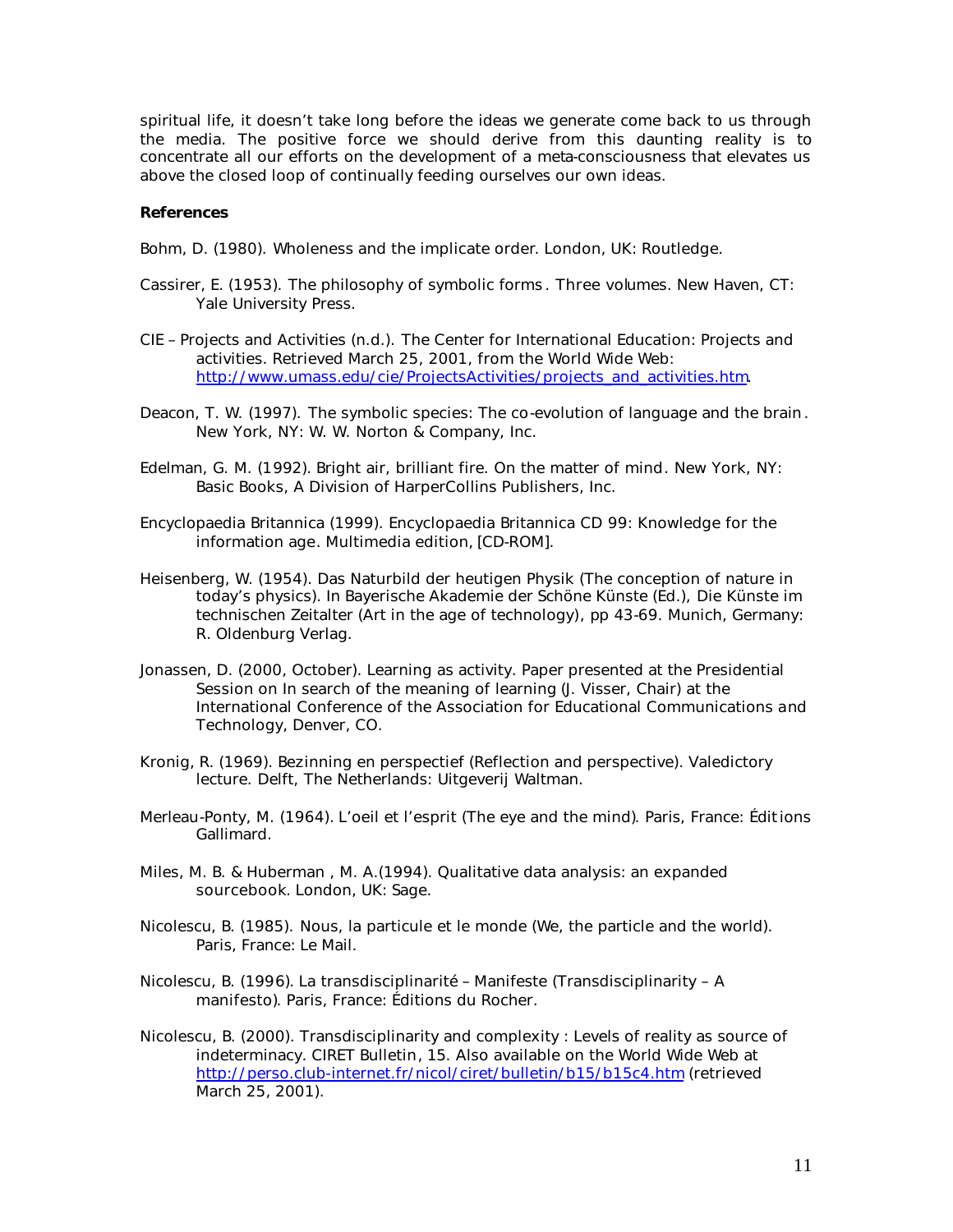spiritual life, it doesn't take long before the ideas we generate come back to us through the media. The positive force we should derive from this daunting reality is to concentrate all our efforts on the development of a meta-consciousness that elevates us above the closed loop of continually feeding ourselves our own ideas.

**References**

Bohm, D. (1980). *Wholeness and the implicate order*. London, UK: Routledge.

Cassirer, E. (1953). *The philosophy of symbolic forms*. Three volumes. New Haven, CT: Yale University Press.

CIE – Projects and Activities (n.d.). The Center for International Education: Projects and activities. Retrieved March 25, 2001, from the World Wide Web: http://www.umass.edu/cie/ProjectsActivities/projects_and_activities.htm.

Deacon, T. W. (1997). *The symbolic species: The co-evolution of language and the brain*. New York, NY: W. W. Norton & Company, Inc.

Edelman, G. M. (1992). *Bright air, brilliant fire. On the matter of mind*. New York, NY: Basic Books, A Division of HarperCollins Publishers, Inc.

Encyclopaedia Britannica (1999). *Encyclopaedia Britannica CD 99: Knowledge for the information age*. Multimedia edition, [CD-ROM].

Heisenberg, W. (1954). Das Naturbild der heutigen Physik (The conception of nature in today's physics). In Bayerische Akademie der Schöne Künste (Ed.), *Die Künste im technischen Zeitalter (Art in the age of technology)*, pp 43-69. Munich, Germany: R. Oldenburg Verlag.

Jonassen, D. (2000, October). Learning as activity. Paper presented at the Presidential Session on In search of the meaning of learning (J. Visser, Chair) at the International Conference of the Association for Educational Communications and Technology, Denver, CO.

Kronig, R. (1969). *Bezinning en perspectief (Reflection and perspective)*. Valedictory lecture. Delft, The Netherlands: Uitgeverij Waltman.

Merleau-Ponty, M. (1964). *L'oeil et l'esprit (The eye and the mind)*. Paris, France: Éditions Gallimard.

Miles, M. B. & Huberman , M. A.(1994). *Qualitative data analysis: an expanded sourcebook*. London, UK: Sage.

Nicolescu, B. (1985). *Nous, la particule et le monde (We, the particle and the world)*. Paris, France: Le Mail.

Nicolescu, B. (1996). *La transdisciplinarité – Manifeste (Transdisciplinarity – A manifesto)*. Paris, France: Éditions du Rocher.

Nicolescu, B. (2000). Transdisciplinarity and complexity : Levels of reality as source of indeterminacy. *CIRET Bulletin*, 15. Also available on the World Wide Web at http://perso.club-internet.fr/nicol/ciret/bulletin/b15/b15c4.htm (retrieved March 25, 2001).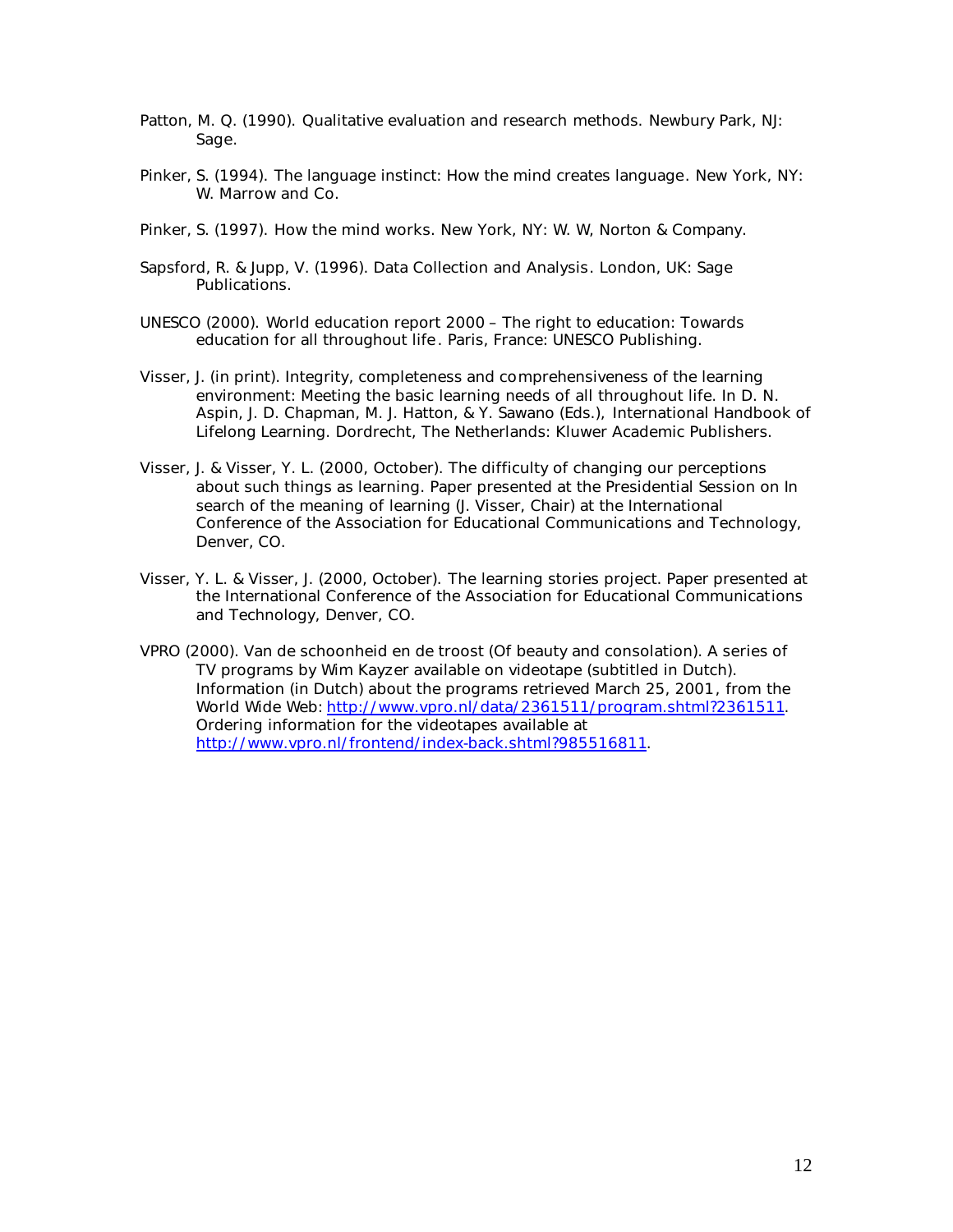Patton, M. Q. (1990). *Qualitative evaluation and research methods*. Newbury Park, NJ: Sage.

Pinker, S. (1994). *The language instinct: How the mind creates language*. New York, NY: W. Marrow and Co.

Pinker, S. (1997). *How the mind works*. New York, NY: W. W, Norton & Company.

Sapsford, R. & Jupp, V. (1996). *Data Collection and Analysis*. London, UK: Sage Publications.

UNESCO (2000). *World education report 2000 – The right to education: Towards education for all throughout life*. Paris, France: UNESCO Publishing.

Visser, J. (in print). Integrity, completeness and comprehensiveness of the learning environment: Meeting the basic learning needs of all throughout life. In D. N. Aspin, J. D. Chapman, M. J. Hatton, & Y. Sawano (Eds.), *International Handbook of Lifelong Learning*. Dordrecht, The Netherlands: Kluwer Academic Publishers.

Visser, J. & Visser, Y. L. (2000, October). The difficulty of changing our perceptions about such things as learning. Paper presented at the Presidential Session on In search of the meaning of learning (J. Visser, Chair) at the International Conference of the Association for Educational Communications and Technology, Denver, CO.

Visser, Y. L. & Visser, J. (2000, October). The learning stories project. Paper presented at the International Conference of the Association for Educational Communications and Technology, Denver, CO.

VPRO (2000). *Van de schoonheid en de troost (Of beauty and consolation)*. A series of TV programs by Wim Kayzer available on videotape (subtitled in Dutch). Information (in Dutch) about the programs retrieved March 25, 2001, from the World Wide Web: [http://www.vpro.nl/data/2361511/program.shtml?2361511](http://www.vpro.nl/data/2361511/program.shtml?2361511). Ordering information for the videotapes available at [http://www.vpro.nl/frontend/index-back.shtml?985516811](http://www.vpro.nl/frontend/index-back.shtml?985516811).